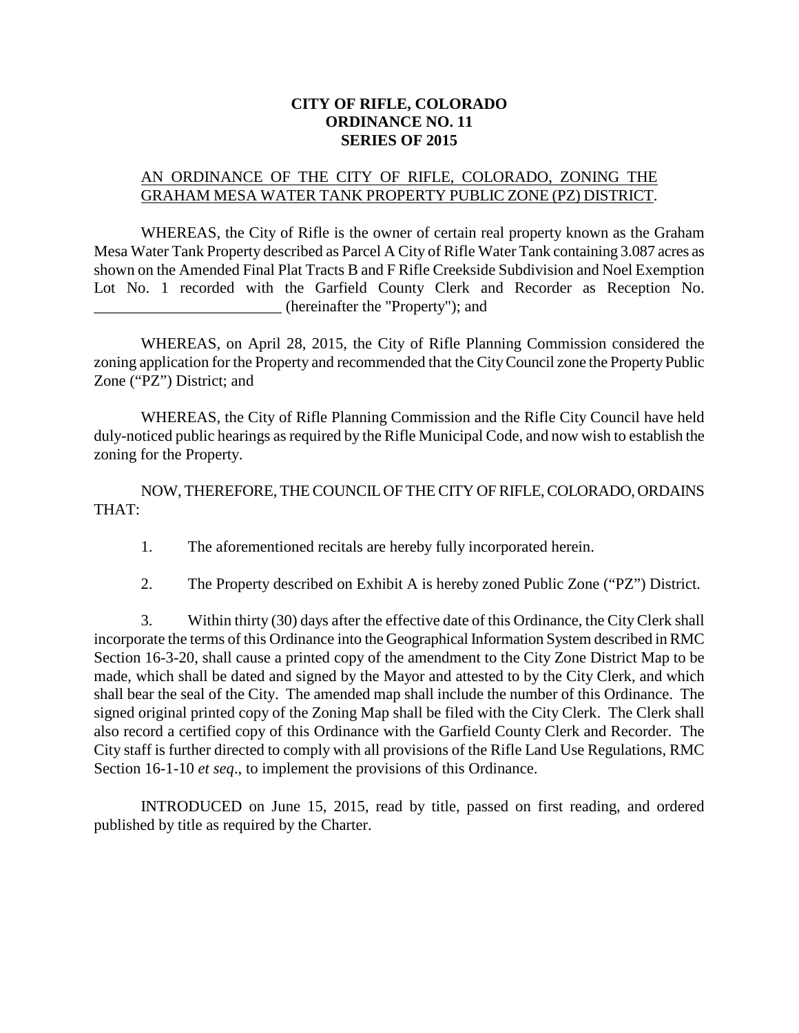**CITY OF RIFLE, COLORADO**
**ORDINANCE NO. 11**
**SERIES OF 2015**

AN ORDINANCE OF THE CITY OF RIFLE, COLORADO, ZONING THE GRAHAM MESA WATER TANK PROPERTY PUBLIC ZONE (PZ) DISTRICT.

WHEREAS, the City of Rifle is the owner of certain real property known as the Graham Mesa Water Tank Property described as Parcel A City of Rifle Water Tank containing 3.087 acres as shown on the Amended Final Plat Tracts B and F Rifle Creekside Subdivision and Noel Exemption Lot No. 1 recorded with the Garfield County Clerk and Recorder as Reception No. ________________________ (hereinafter the "Property"); and

WHEREAS, on April 28, 2015, the City of Rifle Planning Commission considered the zoning application for the Property and recommended that the City Council zone the Property Public Zone ("PZ") District; and

WHEREAS, the City of Rifle Planning Commission and the Rifle City Council have held duly-noticed public hearings as required by the Rifle Municipal Code, and now wish to establish the zoning for the Property.

NOW, THEREFORE, THE COUNCIL OF THE CITY OF RIFLE, COLORADO, ORDAINS THAT:

1. The aforementioned recitals are hereby fully incorporated herein.

2. The Property described on Exhibit A is hereby zoned Public Zone ("PZ") District.

3. Within thirty (30) days after the effective date of this Ordinance, the City Clerk shall incorporate the terms of this Ordinance into the Geographical Information System described in RMC Section 16-3-20, shall cause a printed copy of the amendment to the City Zone District Map to be made, which shall be dated and signed by the Mayor and attested to by the City Clerk, and which shall bear the seal of the City. The amended map shall include the number of this Ordinance. The signed original printed copy of the Zoning Map shall be filed with the City Clerk. The Clerk shall also record a certified copy of this Ordinance with the Garfield County Clerk and Recorder. The City staff is further directed to comply with all provisions of the Rifle Land Use Regulations, RMC Section 16-1-10 *et seq*., to implement the provisions of this Ordinance.

INTRODUCED on June 15, 2015, read by title, passed on first reading, and ordered published by title as required by the Charter.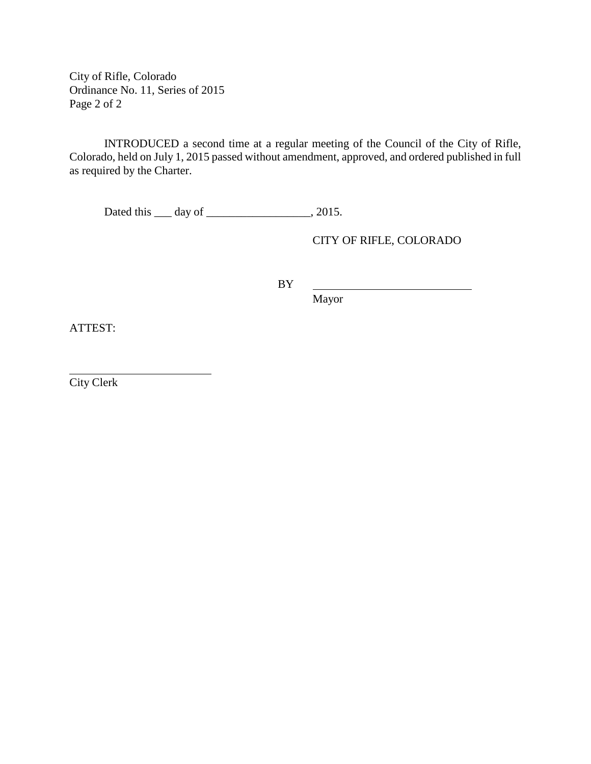INTRODUCED a second time at a regular meeting of the Council of the City of Rifle, Colorado, held on July 1, 2015 passed without amendment, approved, and ordered published in full as required by the Charter.

Dated this ___ day of __________________, 2015.

CITY OF RIFLE, COLORADO

BY ____________________________
Mayor

ATTEST:

____________________________
City Clerk